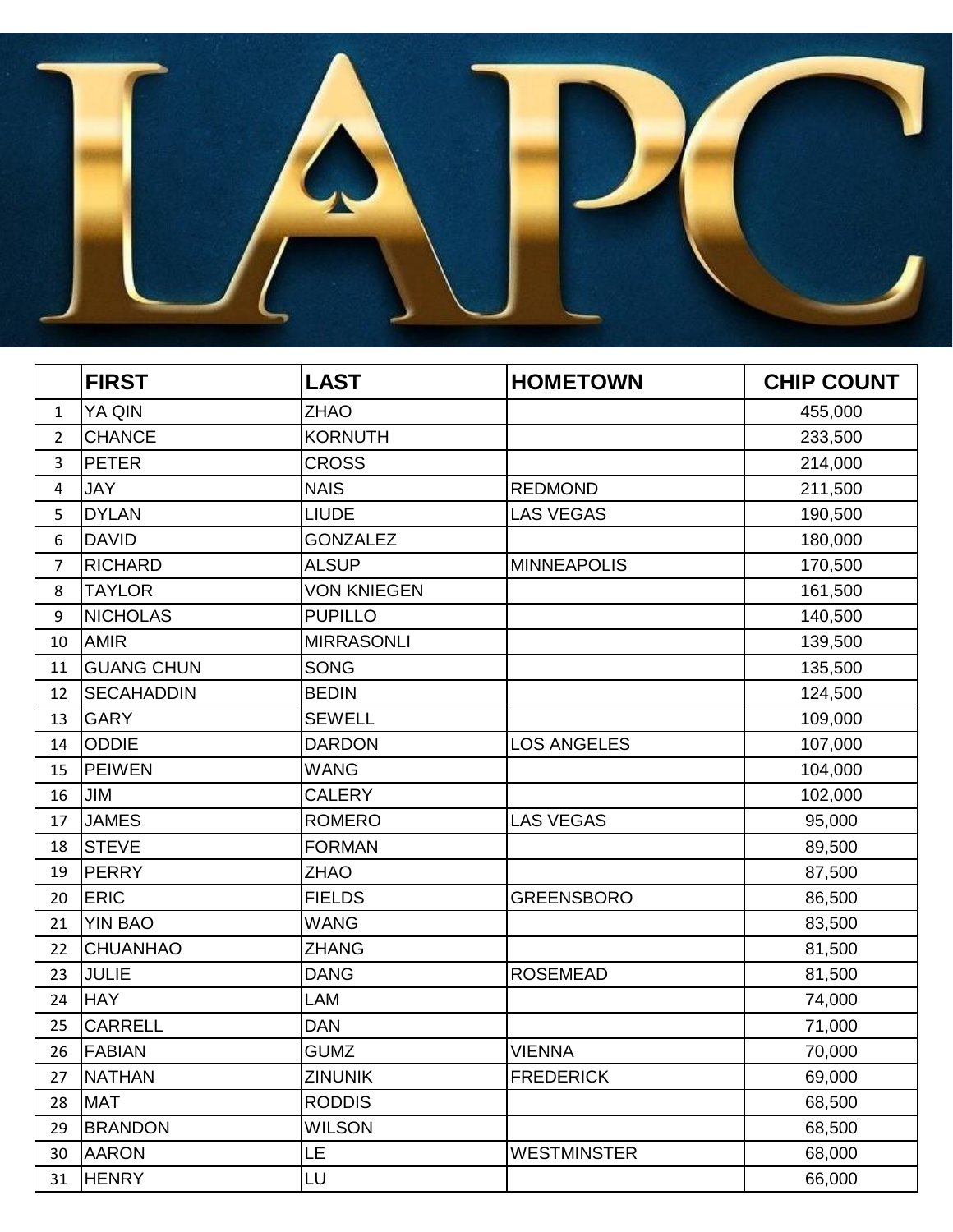# LAPC

| | FIRST | LAST | HOMETOWN | CHIP COUNT |
|---|---|---|---|---|
| 1 | YA QIN | ZHAO | | 455,000 |
| 2 | CHANCE | KORNUTH | | 233,500 |
| 3 | PETER | CROSS | | 214,000 |
| 4 | JAY | NAIS | REDMOND | 211,500 |
| 5 | DYLAN | LIUDE | LAS VEGAS | 190,500 |
| 6 | DAVID | GONZALEZ | | 180,000 |
| 7 | RICHARD | ALSUP | MINNEAPOLIS | 170,500 |
| 8 | TAYLOR | VON KNIEGEN | | 161,500 |
| 9 | NICHOLAS | PUPILLO | | 140,500 |
| 10 | AMIR | MIRRASONLI | | 139,500 |
| 11 | GUANG CHUN | SONG | | 135,500 |
| 12 | SECAHADDIN | BEDIN | | 124,500 |
| 13 | GARY | SEWELL | | 109,000 |
| 14 | ODDIE | DARDON | LOS ANGELES | 107,000 |
| 15 | PEIWEN | WANG | | 104,000 |
| 16 | JIM | CALERY | | 102,000 |
| 17 | JAMES | ROMERO | LAS VEGAS | 95,000 |
| 18 | STEVE | FORMAN | | 89,500 |
| 19 | PERRY | ZHAO | | 87,500 |
| 20 | ERIC | FIELDS | GREENSBORO | 86,500 |
| 21 | YIN BAO | WANG | | 83,500 |
| 22 | CHUANHAO | ZHANG | | 81,500 |
| 23 | JULIE | DANG | ROSEMEAD | 81,500 |
| 24 | HAY | LAM | | 74,000 |
| 25 | CARRELL | DAN | | 71,000 |
| 26 | FABIAN | GUMZ | VIENNA | 70,000 |
| 27 | NATHAN | ZINUNIK | FREDERICK | 69,000 |
| 28 | MAT | RODDIS | | 68,500 |
| 29 | BRANDON | WILSON | | 68,500 |
| 30 | AARON | LE | WESTMINSTER | 68,000 |
| 31 | HENRY | LU | | 66,000 |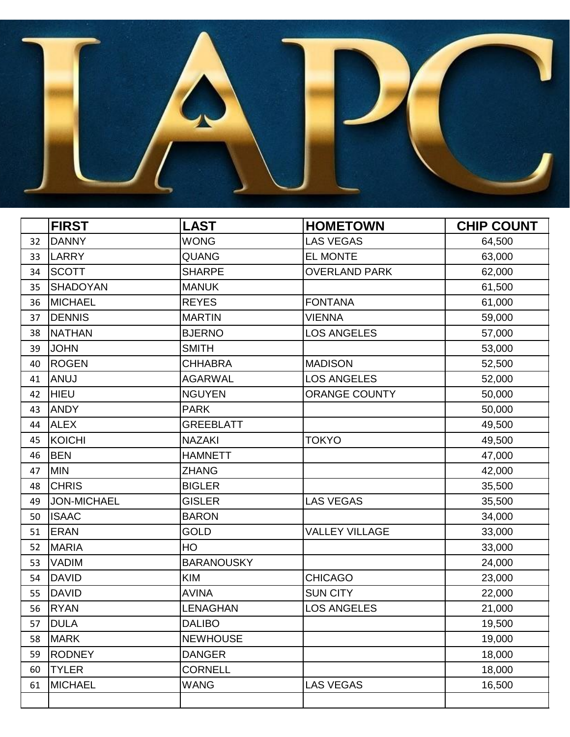# LAPC

| | FIRST | LAST | HOMETOWN | CHIP COUNT |
|---|---|---|---|---|
| 32 | DANNY | WONG | LAS VEGAS | 64,500 |
| 33 | LARRY | QUANG | EL MONTE | 63,000 |
| 34 | SCOTT | SHARPE | OVERLAND PARK | 62,000 |
| 35 | SHADOYAN | MANUK | | 61,500 |
| 36 | MICHAEL | REYES | FONTANA | 61,000 |
| 37 | DENNIS | MARTIN | VIENNA | 59,000 |
| 38 | NATHAN | BJERNO | LOS ANGELES | 57,000 |
| 39 | JOHN | SMITH | | 53,000 |
| 40 | ROGEN | CHHABRA | MADISON | 52,500 |
| 41 | ANUJ | AGARWAL | LOS ANGELES | 52,000 |
| 42 | HIEU | NGUYEN | ORANGE COUNTY | 50,000 |
| 43 | ANDY | PARK | | 50,000 |
| 44 | ALEX | GREEBLATT | | 49,500 |
| 45 | KOICHI | NAZAKI | TOKYO | 49,500 |
| 46 | BEN | HAMNETT | | 47,000 |
| 47 | MIN | ZHANG | | 42,000 |
| 48 | CHRIS | BIGLER | | 35,500 |
| 49 | JON-MICHAEL | GISLER | LAS VEGAS | 35,500 |
| 50 | ISAAC | BARON | | 34,000 |
| 51 | ERAN | GOLD | VALLEY VILLAGE | 33,000 |
| 52 | MARIA | HO | | 33,000 |
| 53 | VADIM | BARANOUSKY | | 24,000 |
| 54 | DAVID | KIM | CHICAGO | 23,000 |
| 55 | DAVID | AVINA | SUN CITY | 22,000 |
| 56 | RYAN | LENAGHAN | LOS ANGELES | 21,000 |
| 57 | DULA | DALIBO | | 19,500 |
| 58 | MARK | NEWHOUSE | | 19,000 |
| 59 | RODNEY | DANGER | | 18,000 |
| 60 | TYLER | CORNELL | | 18,000 |
| 61 | MICHAEL | WANG | LAS VEGAS | 16,500 |
| | | | | |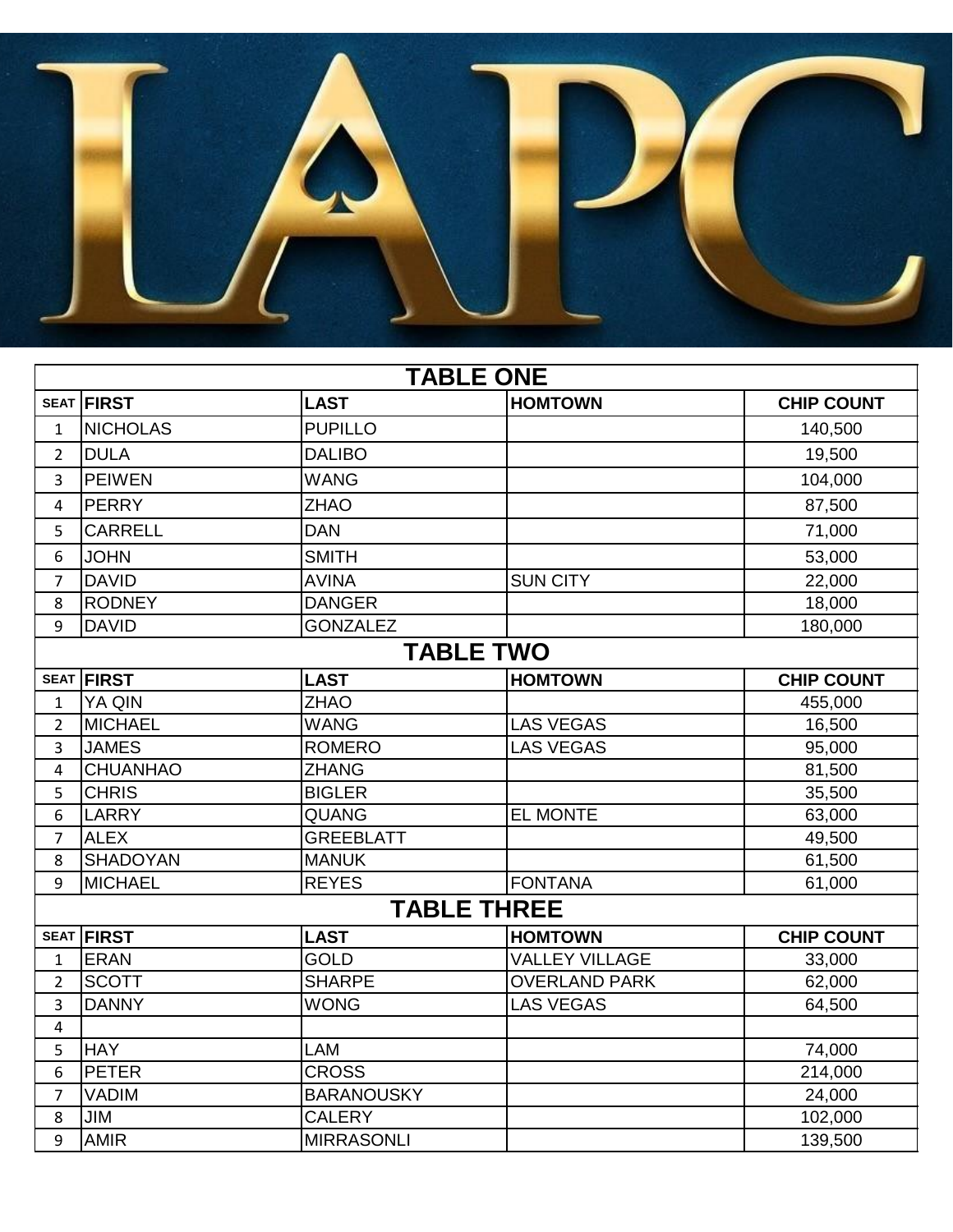# LAPC

## TABLE ONE

| SEAT | FIRST | LAST | HOMTOWN | CHIP COUNT |
|---|---|---|---|---|
| 1 | NICHOLAS | PUPILLO | | 140,500 |
| 2 | DULA | DALIBO | | 19,500 |
| 3 | PEIWEN | WANG | | 104,000 |
| 4 | PERRY | ZHAO | | 87,500 |
| 5 | CARRELL | DAN | | 71,000 |
| 6 | JOHN | SMITH | | 53,000 |
| 7 | DAVID | AVINA | SUN CITY | 22,000 |
| 8 | RODNEY | DANGER | | 18,000 |
| 9 | DAVID | GONZALEZ | | 180,000 |

## TABLE TWO

| SEAT | FIRST | LAST | HOMTOWN | CHIP COUNT |
|---|---|---|---|---|
| 1 | YA QIN | ZHAO | | 455,000 |
| 2 | MICHAEL | WANG | LAS VEGAS | 16,500 |
| 3 | JAMES | ROMERO | LAS VEGAS | 95,000 |
| 4 | CHUANHAO | ZHANG | | 81,500 |
| 5 | CHRIS | BIGLER | | 35,500 |
| 6 | LARRY | QUANG | EL MONTE | 63,000 |
| 7 | ALEX | GREEBLATT | | 49,500 |
| 8 | SHADOYAN | MANUK | | 61,500 |
| 9 | MICHAEL | REYES | FONTANA | 61,000 |

## TABLE THREE

| SEAT | FIRST | LAST | HOMTOWN | CHIP COUNT |
|---|---|---|---|---|
| 1 | ERAN | GOLD | VALLEY VILLAGE | 33,000 |
| 2 | SCOTT | SHARPE | OVERLAND PARK | 62,000 |
| 3 | DANNY | WONG | LAS VEGAS | 64,500 |
| 4 | | | | |
| 5 | HAY | LAM | | 74,000 |
| 6 | PETER | CROSS | | 214,000 |
| 7 | VADIM | BARANOUSKY | | 24,000 |
| 8 | JIM | CALERY | | 102,000 |
| 9 | AMIR | MIRRASONLI | | 139,500 |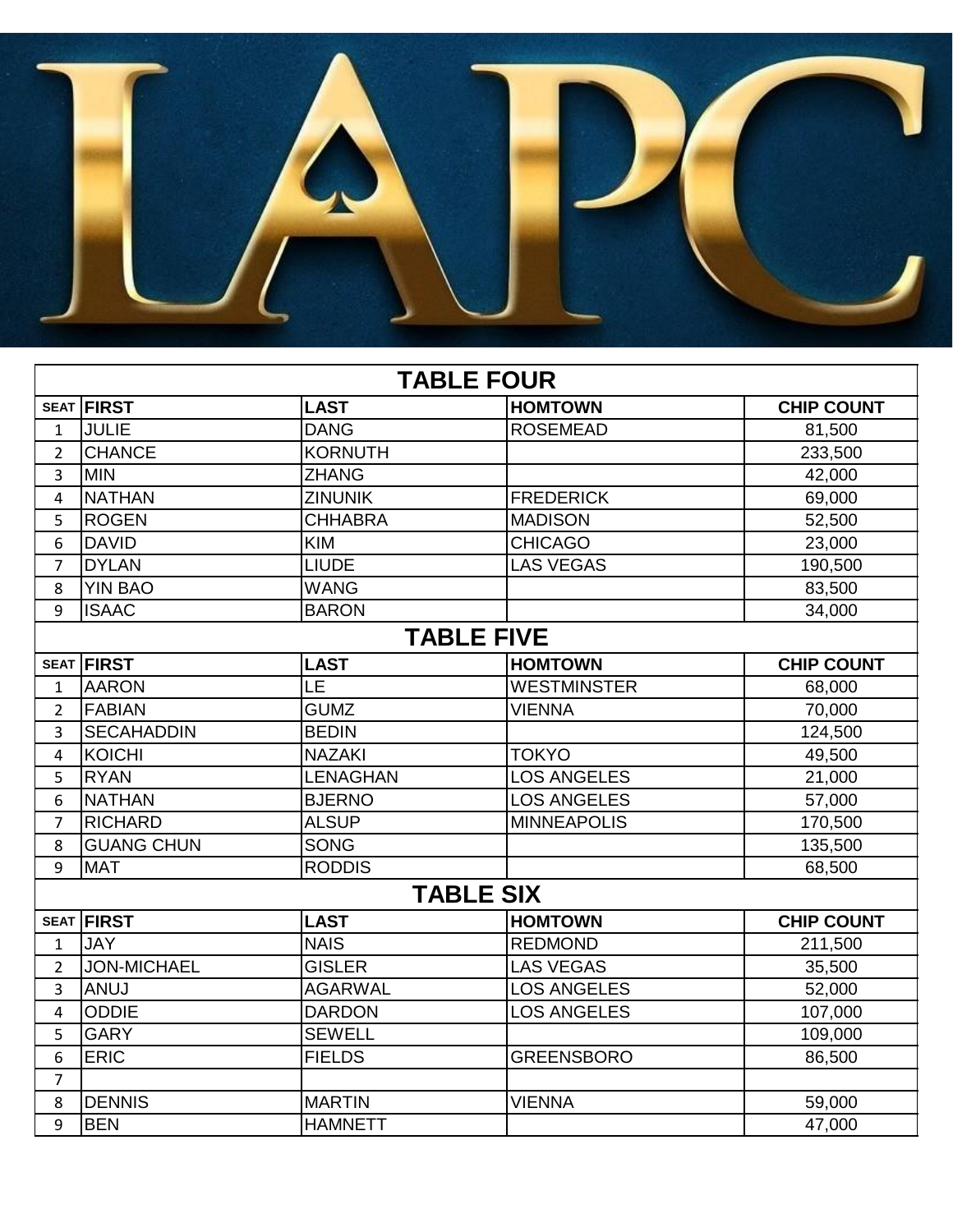LAPC

## TABLE FOUR

| SEAT | FIRST | LAST | HOMTOWN | CHIP COUNT |
|---|---|---|---|---|
| 1 | JULIE | DANG | ROSEMEAD | 81,500 |
| 2 | CHANCE | KORNUTH | | 233,500 |
| 3 | MIN | ZHANG | | 42,000 |
| 4 | NATHAN | ZINUNIK | FREDERICK | 69,000 |
| 5 | ROGEN | CHHABRA | MADISON | 52,500 |
| 6 | DAVID | KIM | CHICAGO | 23,000 |
| 7 | DYLAN | LIUDE | LAS VEGAS | 190,500 |
| 8 | YIN BAO | WANG | | 83,500 |
| 9 | ISAAC | BARON | | 34,000 |

## TABLE FIVE

| SEAT | FIRST | LAST | HOMTOWN | CHIP COUNT |
|---|---|---|---|---|
| 1 | AARON | LE | WESTMINSTER | 68,000 |
| 2 | FABIAN | GUMZ | VIENNA | 70,000 |
| 3 | SECAHADDIN | BEDIN | | 124,500 |
| 4 | KOICHI | NAZAKI | TOKYO | 49,500 |
| 5 | RYAN | LENAGHAN | LOS ANGELES | 21,000 |
| 6 | NATHAN | BJERNO | LOS ANGELES | 57,000 |
| 7 | RICHARD | ALSUP | MINNEAPOLIS | 170,500 |
| 8 | GUANG CHUN | SONG | | 135,500 |
| 9 | MAT | RODDIS | | 68,500 |

## TABLE SIX

| SEAT | FIRST | LAST | HOMTOWN | CHIP COUNT |
|---|---|---|---|---|
| 1 | JAY | NAIS | REDMOND | 211,500 |
| 2 | JON-MICHAEL | GISLER | LAS VEGAS | 35,500 |
| 3 | ANUJ | AGARWAL | LOS ANGELES | 52,000 |
| 4 | ODDIE | DARDON | LOS ANGELES | 107,000 |
| 5 | GARY | SEWELL | | 109,000 |
| 6 | ERIC | FIELDS | GREENSBORO | 86,500 |
| 7 | | | | |
| 8 | DENNIS | MARTIN | VIENNA | 59,000 |
| 9 | BEN | HAMNETT | | 47,000 |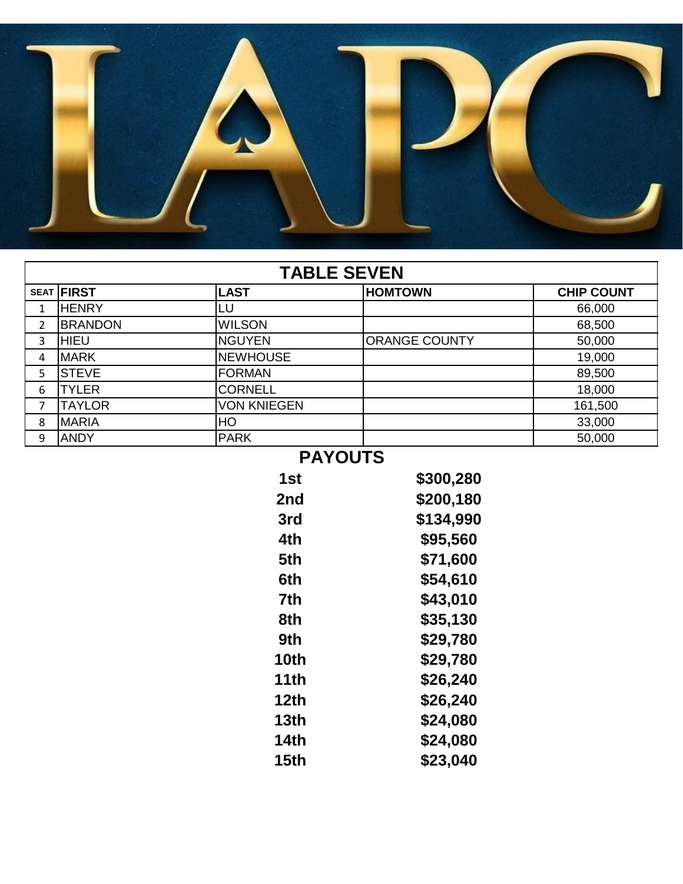LAPC

## TABLE SEVEN

| SEAT | FIRST | LAST | HOMTOWN | CHIP COUNT |
|---|---|---|---|---|
| 1 | HENRY | LU | | 66,000 |
| 2 | BRANDON | WILSON | | 68,500 |
| 3 | HIEU | NGUYEN | ORANGE COUNTY | 50,000 |
| 4 | MARK | NEWHOUSE | | 19,000 |
| 5 | STEVE | FORMAN | | 89,500 |
| 6 | TYLER | CORNELL | | 18,000 |
| 7 | TAYLOR | VON KNIEGEN | | 161,500 |
| 8 | MARIA | HO | | 33,000 |
| 9 | ANDY | PARK | | 50,000 |

## PAYOUTS

| | |
|---|---|
| 1st | $300,280 |
| 2nd | $200,180 |
| 3rd | $134,990 |
| 4th | $95,560 |
| 5th | $71,600 |
| 6th | $54,610 |
| 7th | $43,010 |
| 8th | $35,130 |
| 9th | $29,780 |
| 10th | $29,780 |
| 11th | $26,240 |
| 12th | $26,240 |
| 13th | $24,080 |
| 14th | $24,080 |
| 15th | $23,040 |